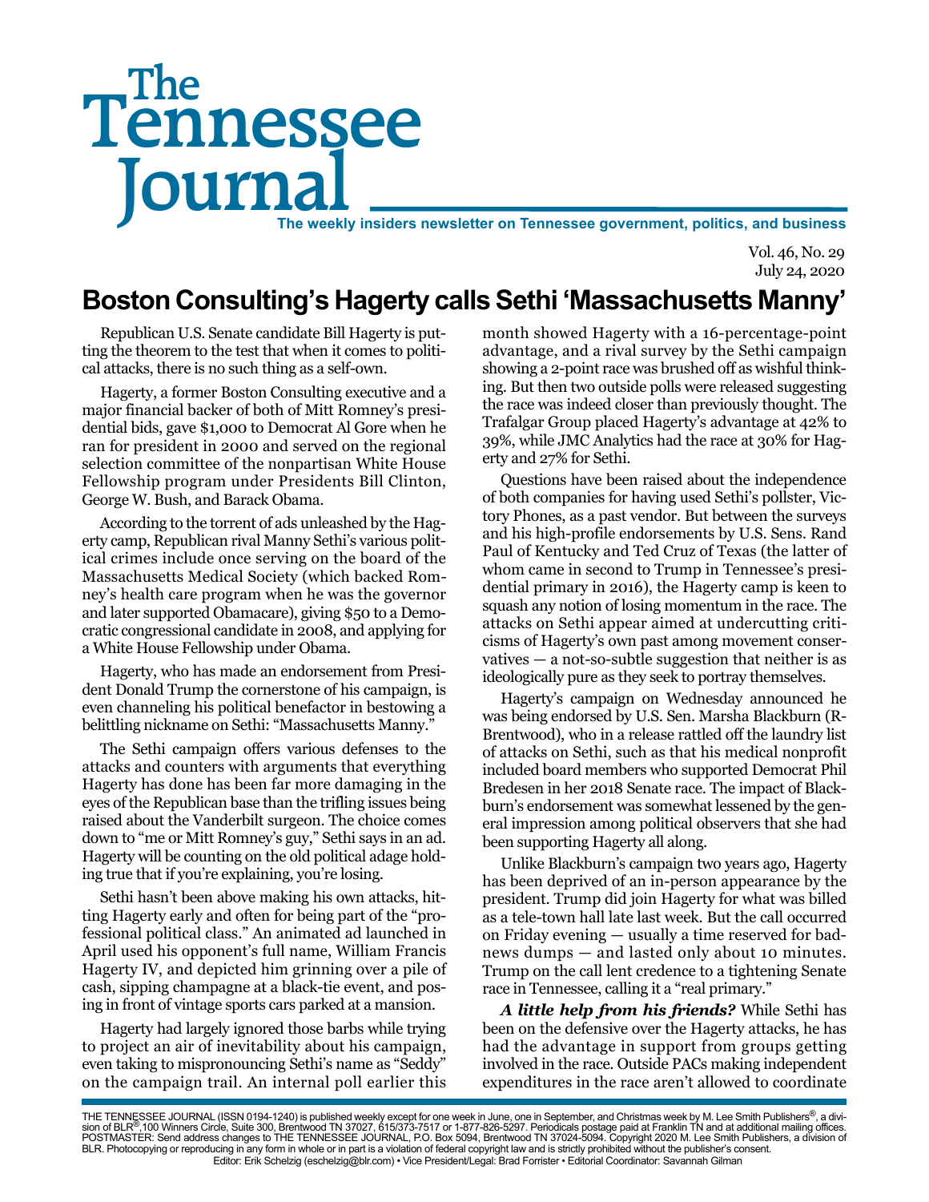# The Tennessee Journal

**The weekly insiders newsletter on Tennessee government, politics, and business**

Vol. 46, No. 29
July 24, 2020

## Boston Consulting's Hagerty calls Sethi 'Massachusetts Manny'

Republican U.S. Senate candidate Bill Hagerty is putting the theorem to the test that when it comes to political attacks, there is no such thing as a self-own.

Hagerty, a former Boston Consulting executive and a major financial backer of both of Mitt Romney's presidential bids, gave $1,000 to Democrat Al Gore when he ran for president in 2000 and served on the regional selection committee of the nonpartisan White House Fellowship program under Presidents Bill Clinton, George W. Bush, and Barack Obama.

According to the torrent of ads unleashed by the Hagerty camp, Republican rival Manny Sethi's various political crimes include once serving on the board of the Massachusetts Medical Society (which backed Romney's health care program when he was the governor and later supported Obamacare), giving $50 to a Democratic congressional candidate in 2008, and applying for a White House Fellowship under Obama.

Hagerty, who has made an endorsement from President Donald Trump the cornerstone of his campaign, is even channeling his political benefactor in bestowing a belittling nickname on Sethi: "Massachusetts Manny."

The Sethi campaign offers various defenses to the attacks and counters with arguments that everything Hagerty has done has been far more damaging in the eyes of the Republican base than the trifling issues being raised about the Vanderbilt surgeon. The choice comes down to "me or Mitt Romney's guy," Sethi says in an ad. Hagerty will be counting on the old political adage holding true that if you're explaining, you're losing.

Sethi hasn't been above making his own attacks, hitting Hagerty early and often for being part of the "professional political class." An animated ad launched in April used his opponent's full name, William Francis Hagerty IV, and depicted him grinning over a pile of cash, sipping champagne at a black-tie event, and posing in front of vintage sports cars parked at a mansion.

Hagerty had largely ignored those barbs while trying to project an air of inevitability about his campaign, even taking to mispronouncing Sethi's name as "Seddy" on the campaign trail. An internal poll earlier this month showed Hagerty with a 16-percentage-point advantage, and a rival survey by the Sethi campaign showing a 2-point race was brushed off as wishful thinking. But then two outside polls were released suggesting the race was indeed closer than previously thought. The Trafalgar Group placed Hagerty's advantage at 42% to 39%, while JMC Analytics had the race at 30% for Hagerty and 27% for Sethi.

Questions have been raised about the independence of both companies for having used Sethi's pollster, Victory Phones, as a past vendor. But between the surveys and his high-profile endorsements by U.S. Sens. Rand Paul of Kentucky and Ted Cruz of Texas (the latter of whom came in second to Trump in Tennessee's presidential primary in 2016), the Hagerty camp is keen to squash any notion of losing momentum in the race. The attacks on Sethi appear aimed at undercutting criticisms of Hagerty's own past among movement conservatives — a not-so-subtle suggestion that neither is as ideologically pure as they seek to portray themselves.

Hagerty's campaign on Wednesday announced he was being endorsed by U.S. Sen. Marsha Blackburn (R-Brentwood), who in a release rattled off the laundry list of attacks on Sethi, such as that his medical nonprofit included board members who supported Democrat Phil Bredesen in her 2018 Senate race. The impact of Blackburn's endorsement was somewhat lessened by the general impression among political observers that she had been supporting Hagerty all along.

Unlike Blackburn's campaign two years ago, Hagerty has been deprived of an in-person appearance by the president. Trump did join Hagerty for what was billed as a tele-town hall late last week. But the call occurred on Friday evening — usually a time reserved for bad-news dumps — and lasted only about 10 minutes. Trump on the call lent credence to a tightening Senate race in Tennessee, calling it a "real primary."

***A little help from his friends?*** While Sethi has been on the defensive over the Hagerty attacks, he has had the advantage in support from groups getting involved in the race. Outside PACs making independent expenditures in the race aren't allowed to coordinate

THE TENNESSEE JOURNAL (ISSN 0194-1240) is published weekly except for one week in June, one in September, and Christmas week by M. Lee Smith Publishers®, a division of BLR®,100 Winners Circle, Suite 300, Brentwood TN 37027, 615/373-7517 or 1-877-826-5297. Periodicals postage paid at Franklin TN and at additional mailing offices. POSTMASTER: Send address changes to THE TENNESSEE JOURNAL, P.O. Box 5094, Brentwood TN 37024-5094. Copyright 2020 M. Lee Smith Publishers, a division of BLR. Photocopying or reproducing in any form in whole or in part is a violation of federal copyright law and is strictly prohibited without the publisher's consent.
Editor: Erik Schelzig (eschelzig@blr.com) • Vice President/Legal: Brad Forrister • Editorial Coordinator: Savannah Gilman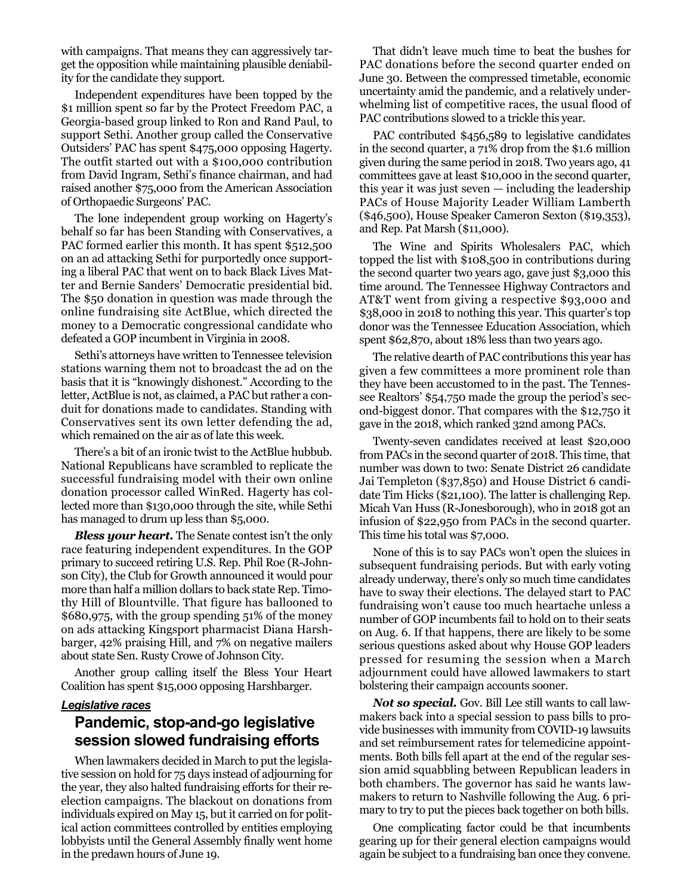with campaigns. That means they can aggressively target the opposition while maintaining plausible deniability for the candidate they support.

Independent expenditures have been topped by the $1 million spent so far by the Protect Freedom PAC, a Georgia-based group linked to Ron and Rand Paul, to support Sethi. Another group called the Conservative Outsiders' PAC has spent $475,000 opposing Hagerty. The outfit started out with a $100,000 contribution from David Ingram, Sethi's finance chairman, and had raised another $75,000 from the American Association of Orthopaedic Surgeons' PAC.

The lone independent group working on Hagerty's behalf so far has been Standing with Conservatives, a PAC formed earlier this month. It has spent $512,500 on an ad attacking Sethi for purportedly once supporting a liberal PAC that went on to back Black Lives Matter and Bernie Sanders' Democratic presidential bid. The $50 donation in question was made through the online fundraising site ActBlue, which directed the money to a Democratic congressional candidate who defeated a GOP incumbent in Virginia in 2008.

Sethi's attorneys have written to Tennessee television stations warning them not to broadcast the ad on the basis that it is "knowingly dishonest." According to the letter, ActBlue is not, as claimed, a PAC but rather a conduit for donations made to candidates. Standing with Conservatives sent its own letter defending the ad, which remained on the air as of late this week.

There's a bit of an ironic twist to the ActBlue hubbub. National Republicans have scrambled to replicate the successful fundraising model with their own online donation processor called WinRed. Hagerty has collected more than $130,000 through the site, while Sethi has managed to drum up less than $5,000.

***Bless your heart.*** The Senate contest isn't the only race featuring independent expenditures. In the GOP primary to succeed retiring U.S. Rep. Phil Roe (R-Johnson City), the Club for Growth announced it would pour more than half a million dollars to back state Rep. Timothy Hill of Blountville. That figure has ballooned to $680,975, with the group spending 51% of the money on ads attacking Kingsport pharmacist Diana Harshbarger, 42% praising Hill, and 7% on negative mailers about state Sen. Rusty Crowe of Johnson City.

Another group calling itself the Bless Your Heart Coalition has spent $15,000 opposing Harshbarger.

***Legislative races***

## Pandemic, stop-and-go legislative session slowed fundraising efforts

When lawmakers decided in March to put the legislative session on hold for 75 days instead of adjourning for the year, they also halted fundraising efforts for their reelection campaigns. The blackout on donations from individuals expired on May 15, but it carried on for political action committees controlled by entities employing lobbyists until the General Assembly finally went home in the predawn hours of June 19.

That didn't leave much time to beat the bushes for PAC donations before the second quarter ended on June 30. Between the compressed timetable, economic uncertainty amid the pandemic, and a relatively underwhelming list of competitive races, the usual flood of PAC contributions slowed to a trickle this year.

PAC contributed $456,589 to legislative candidates in the second quarter, a 71% drop from the $1.6 million given during the same period in 2018. Two years ago, 41 committees gave at least $10,000 in the second quarter, this year it was just seven — including the leadership PACs of House Majority Leader William Lamberth ($46,500), House Speaker Cameron Sexton ($19,353), and Rep. Pat Marsh ($11,000).

The Wine and Spirits Wholesalers PAC, which topped the list with $108,500 in contributions during the second quarter two years ago, gave just $3,000 this time around. The Tennessee Highway Contractors and AT&T went from giving a respective $93,000 and $38,000 in 2018 to nothing this year. This quarter's top donor was the Tennessee Education Association, which spent $62,870, about 18% less than two years ago.

The relative dearth of PAC contributions this year has given a few committees a more prominent role than they have been accustomed to in the past. The Tennessee Realtors' $54,750 made the group the period's second-biggest donor. That compares with the $12,750 it gave in the 2018, which ranked 32nd among PACs.

Twenty-seven candidates received at least $20,000 from PACs in the second quarter of 2018. This time, that number was down to two: Senate District 26 candidate Jai Templeton ($37,850) and House District 6 candidate Tim Hicks ($21,100). The latter is challenging Rep. Micah Van Huss (R-Jonesborough), who in 2018 got an infusion of $22,950 from PACs in the second quarter. This time his total was $7,000.

None of this is to say PACs won't open the sluices in subsequent fundraising periods. But with early voting already underway, there's only so much time candidates have to sway their elections. The delayed start to PAC fundraising won't cause too much heartache unless a number of GOP incumbents fail to hold on to their seats on Aug. 6. If that happens, there are likely to be some serious questions asked about why House GOP leaders pressed for resuming the session when a March adjournment could have allowed lawmakers to start bolstering their campaign accounts sooner.

***Not so special.*** Gov. Bill Lee still wants to call lawmakers back into a special session to pass bills to provide businesses with immunity from COVID-19 lawsuits and set reimbursement rates for telemedicine appointments. Both bills fell apart at the end of the regular session amid squabbling between Republican leaders in both chambers. The governor has said he wants lawmakers to return to Nashville following the Aug. 6 primary to try to put the pieces back together on both bills.

One complicating factor could be that incumbents gearing up for their general election campaigns would again be subject to a fundraising ban once they convene.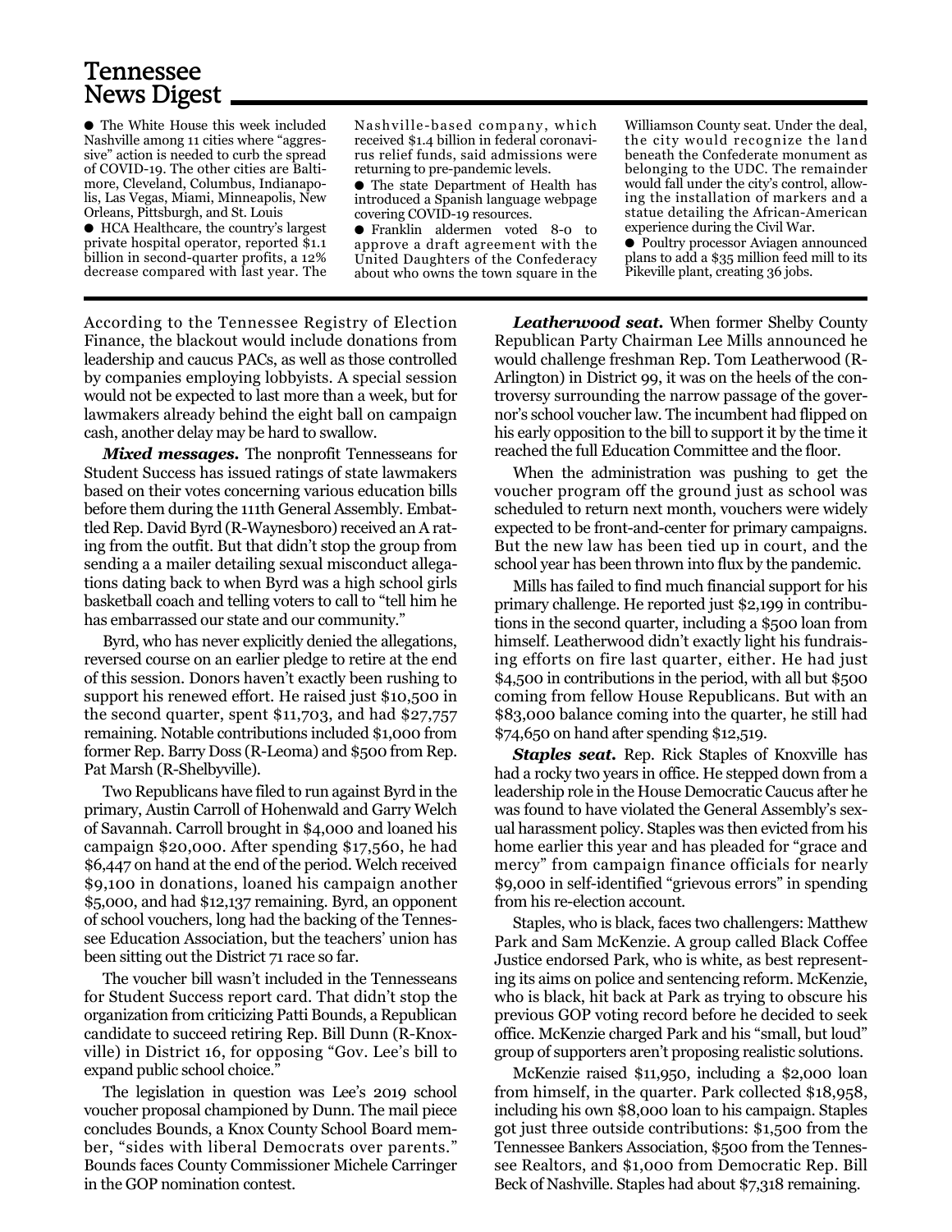## Tennessee News Digest

- The White House this week included Nashville among 11 cities where "aggressive" action is needed to curb the spread of COVID-19. The other cities are Baltimore, Cleveland, Columbus, Indianapolis, Las Vegas, Miami, Minneapolis, New Orleans, Pittsburgh, and St. Louis
- HCA Healthcare, the country's largest private hospital operator, reported $1.1 billion in second-quarter profits, a 12% decrease compared with last year. The Nashville-based company, which received $1.4 billion in federal coronavirus relief funds, said admissions were returning to pre-pandemic levels.
- The state Department of Health has introduced a Spanish language webpage covering COVID-19 resources.
- Franklin aldermen voted 8-0 to approve a draft agreement with the United Daughters of the Confederacy about who owns the town square in the Williamson County seat. Under the deal, the city would recognize the land beneath the Confederate monument as belonging to the UDC. The remainder would fall under the city's control, allowing the installation of markers and a statue detailing the African-American experience during the Civil War.
- Poultry processor Aviagen announced plans to add a $35 million feed mill to its Pikeville plant, creating 36 jobs.

---

According to the Tennessee Registry of Election Finance, the blackout would include donations from leadership and caucus PACs, as well as those controlled by companies employing lobbyists. A special session would not be expected to last more than a week, but for lawmakers already behind the eight ball on campaign cash, another delay may be hard to swallow.

***Mixed messages.*** The nonprofit Tennesseans for Student Success has issued ratings of state lawmakers based on their votes concerning various education bills before them during the 111th General Assembly. Embattled Rep. David Byrd (R-Waynesboro) received an A rating from the outfit. But that didn't stop the group from sending a a mailer detailing sexual misconduct allegations dating back to when Byrd was a high school girls basketball coach and telling voters to call to "tell him he has embarrassed our state and our community."

Byrd, who has never explicitly denied the allegations, reversed course on an earlier pledge to retire at the end of this session. Donors haven't exactly been rushing to support his renewed effort. He raised just $10,500 in the second quarter, spent $11,703, and had $27,757 remaining. Notable contributions included $1,000 from former Rep. Barry Doss (R-Leoma) and $500 from Rep. Pat Marsh (R-Shelbyville).

Two Republicans have filed to run against Byrd in the primary, Austin Carroll of Hohenwald and Garry Welch of Savannah. Carroll brought in $4,000 and loaned his campaign $20,000. After spending $17,560, he had $6,447 on hand at the end of the period. Welch received $9,100 in donations, loaned his campaign another $5,000, and had $12,137 remaining. Byrd, an opponent of school vouchers, long had the backing of the Tennessee Education Association, but the teachers' union has been sitting out the District 71 race so far.

The voucher bill wasn't included in the Tennesseans for Student Success report card. That didn't stop the organization from criticizing Patti Bounds, a Republican candidate to succeed retiring Rep. Bill Dunn (R-Knoxville) in District 16, for opposing "Gov. Lee's bill to expand public school choice."

The legislation in question was Lee's 2019 school voucher proposal championed by Dunn. The mail piece concludes Bounds, a Knox County School Board member, "sides with liberal Democrats over parents." Bounds faces County Commissioner Michele Carringer in the GOP nomination contest.

***Leatherwood seat.*** When former Shelby County Republican Party Chairman Lee Mills announced he would challenge freshman Rep. Tom Leatherwood (R-Arlington) in District 99, it was on the heels of the controversy surrounding the narrow passage of the governor's school voucher law. The incumbent had flipped on his early opposition to the bill to support it by the time it reached the full Education Committee and the floor.

When the administration was pushing to get the voucher program off the ground just as school was scheduled to return next month, vouchers were widely expected to be front-and-center for primary campaigns. But the new law has been tied up in court, and the school year has been thrown into flux by the pandemic.

Mills has failed to find much financial support for his primary challenge. He reported just $2,199 in contributions in the second quarter, including a $500 loan from himself. Leatherwood didn't exactly light his fundraising efforts on fire last quarter, either. He had just $4,500 in contributions in the period, with all but $500 coming from fellow House Republicans. But with an $83,000 balance coming into the quarter, he still had $74,650 on hand after spending $12,519.

***Staples seat.*** Rep. Rick Staples of Knoxville has had a rocky two years in office. He stepped down from a leadership role in the House Democratic Caucus after he was found to have violated the General Assembly's sexual harassment policy. Staples was then evicted from his home earlier this year and has pleaded for "grace and mercy" from campaign finance officials for nearly $9,000 in self-identified "grievous errors" in spending from his re-election account.

Staples, who is black, faces two challengers: Matthew Park and Sam McKenzie. A group called Black Coffee Justice endorsed Park, who is white, as best representing its aims on police and sentencing reform. McKenzie, who is black, hit back at Park as trying to obscure his previous GOP voting record before he decided to seek office. McKenzie charged Park and his "small, but loud" group of supporters aren't proposing realistic solutions.

McKenzie raised $11,950, including a $2,000 loan from himself, in the quarter. Park collected $18,958, including his own $8,000 loan to his campaign. Staples got just three outside contributions: $1,500 from the Tennessee Bankers Association, $500 from the Tennessee Realtors, and $1,000 from Democratic Rep. Bill Beck of Nashville. Staples had about $7,318 remaining.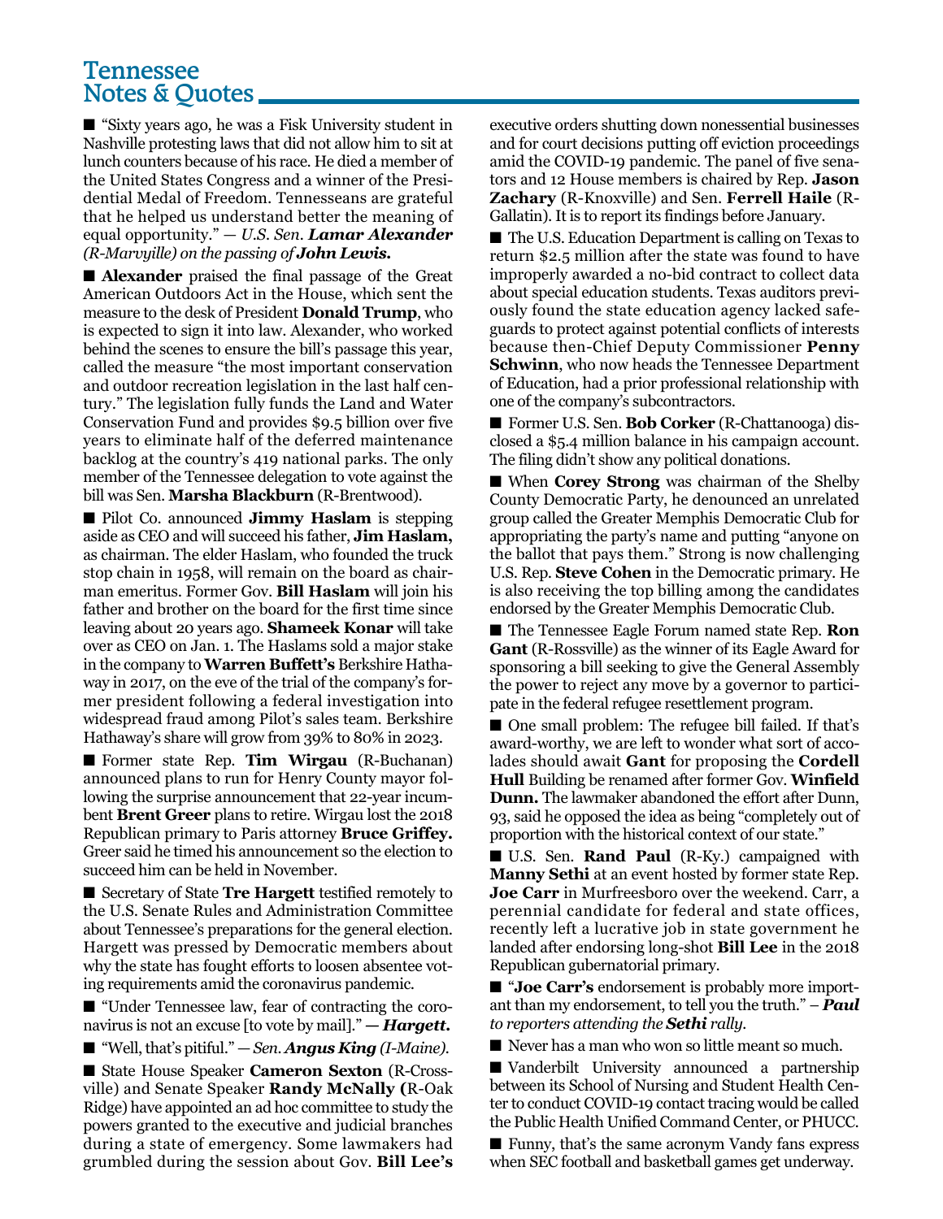# Tennessee Notes & Quotes

■ "Sixty years ago, he was a Fisk University student in Nashville protesting laws that did not allow him to sit at lunch counters because of his race. He died a member of the United States Congress and a winner of the Presidential Medal of Freedom. Tennesseans are grateful that he helped us understand better the meaning of equal opportunity." — *U.S. Sen.* ***Lamar Alexander*** *(R-Maryville) on the passing of* ***John Lewis.***

■ **Alexander** praised the final passage of the Great American Outdoors Act in the House, which sent the measure to the desk of President **Donald Trump**, who is expected to sign it into law. Alexander, who worked behind the scenes to ensure the bill's passage this year, called the measure "the most important conservation and outdoor recreation legislation in the last half century." The legislation fully funds the Land and Water Conservation Fund and provides $9.5 billion over five years to eliminate half of the deferred maintenance backlog at the country's 419 national parks. The only member of the Tennessee delegation to vote against the bill was Sen. **Marsha Blackburn** (R-Brentwood).

■ Pilot Co. announced **Jimmy Haslam** is stepping aside as CEO and will succeed his father, **Jim Haslam,** as chairman. The elder Haslam, who founded the truck stop chain in 1958, will remain on the board as chairman emeritus. Former Gov. **Bill Haslam** will join his father and brother on the board for the first time since leaving about 20 years ago. **Shameek Konar** will take over as CEO on Jan. 1. The Haslams sold a major stake in the company to **Warren Buffett's** Berkshire Hathaway in 2017, on the eve of the trial of the company's former president following a federal investigation into widespread fraud among Pilot's sales team. Berkshire Hathaway's share will grow from 39% to 80% in 2023.

■ Former state Rep. **Tim Wirgau** (R-Buchanan) announced plans to run for Henry County mayor following the surprise announcement that 22-year incumbent **Brent Greer** plans to retire. Wirgau lost the 2018 Republican primary to Paris attorney **Bruce Griffey.** Greer said he timed his announcement so the election to succeed him can be held in November.

■ Secretary of State **Tre Hargett** testified remotely to the U.S. Senate Rules and Administration Committee about Tennessee's preparations for the general election. Hargett was pressed by Democratic members about why the state has fought efforts to loosen absentee voting requirements amid the coronavirus pandemic.

■ "Under Tennessee law, fear of contracting the coronavirus is not an excuse [to vote by mail]." — ***Hargett.***

■ "Well, that's pitiful." — *Sen.* ***Angus King*** *(I-Maine).*

■ State House Speaker **Cameron Sexton** (R-Crossville) and Senate Speaker **Randy McNally (**R-Oak Ridge) have appointed an ad hoc committee to study the powers granted to the executive and judicial branches during a state of emergency. Some lawmakers had grumbled during the session about Gov. **Bill Lee's** executive orders shutting down nonessential businesses and for court decisions putting off eviction proceedings amid the COVID-19 pandemic. The panel of five senators and 12 House members is chaired by Rep. **Jason Zachary** (R-Knoxville) and Sen. **Ferrell Haile** (R-Gallatin). It is to report its findings before January.

■ The U.S. Education Department is calling on Texas to return $2.5 million after the state was found to have improperly awarded a no-bid contract to collect data about special education students. Texas auditors previously found the state education agency lacked safeguards to protect against potential conflicts of interests because then-Chief Deputy Commissioner **Penny Schwinn**, who now heads the Tennessee Department of Education, had a prior professional relationship with one of the company's subcontractors.

■ Former U.S. Sen. **Bob Corker** (R-Chattanooga) disclosed a $5.4 million balance in his campaign account. The filing didn't show any political donations.

■ When **Corey Strong** was chairman of the Shelby County Democratic Party, he denounced an unrelated group called the Greater Memphis Democratic Club for appropriating the party's name and putting "anyone on the ballot that pays them." Strong is now challenging U.S. Rep. **Steve Cohen** in the Democratic primary. He is also receiving the top billing among the candidates endorsed by the Greater Memphis Democratic Club.

■ The Tennessee Eagle Forum named state Rep. **Ron Gant** (R-Rossville) as the winner of its Eagle Award for sponsoring a bill seeking to give the General Assembly the power to reject any move by a governor to participate in the federal refugee resettlement program.

■ One small problem: The refugee bill failed. If that's award-worthy, we are left to wonder what sort of accolades should await **Gant** for proposing the **Cordell Hull** Building be renamed after former Gov. **Winfield Dunn.** The lawmaker abandoned the effort after Dunn, 93, said he opposed the idea as being "completely out of proportion with the historical context of our state."

■ U.S. Sen. **Rand Paul** (R-Ky.) campaigned with **Manny Sethi** at an event hosted by former state Rep. **Joe Carr** in Murfreesboro over the weekend. Carr, a perennial candidate for federal and state offices, recently left a lucrative job in state government he landed after endorsing long-shot **Bill Lee** in the 2018 Republican gubernatorial primary.

■ "**Joe Carr's** endorsement is probably more important than my endorsement, to tell you the truth." – ***Paul*** *to reporters attending the* ***Sethi*** *rally.*

■ Never has a man who won so little meant so much.

■ Vanderbilt University announced a partnership between its School of Nursing and Student Health Center to conduct COVID-19 contact tracing would be called the Public Health Unified Command Center, or PHUCC.

■ Funny, that's the same acronym Vandy fans express when SEC football and basketball games get underway.